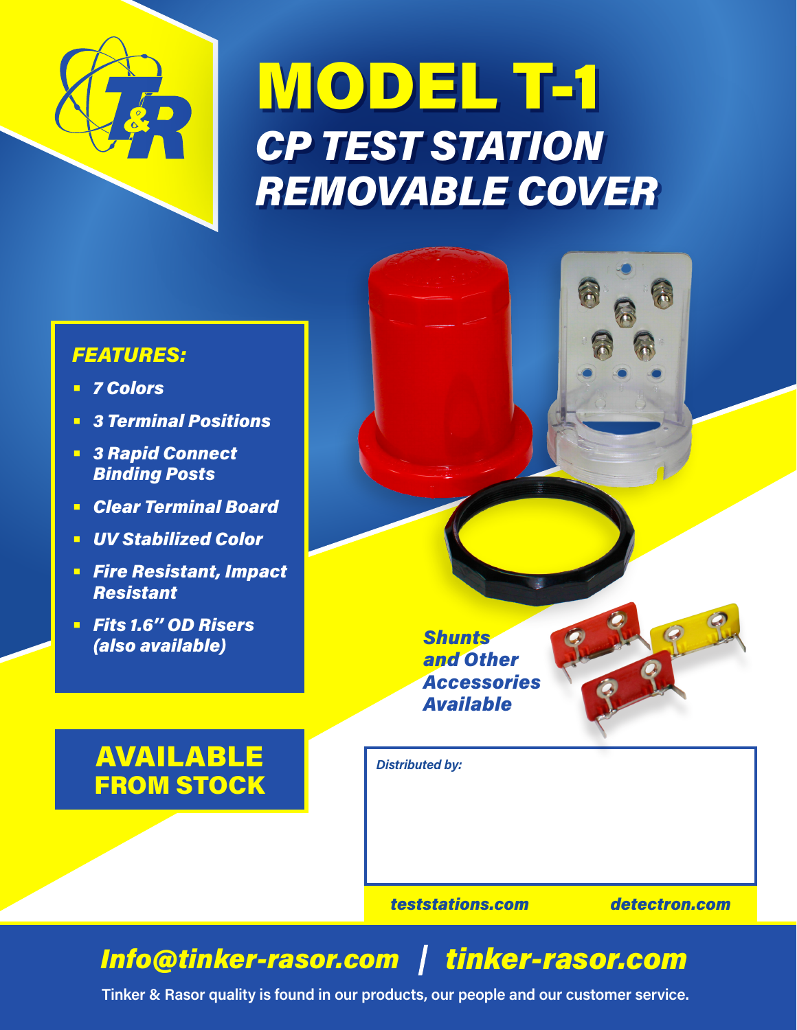# MODEL T-1

## CP TEST STATION REMOVABLE COVER

### FEATURES:

- 7 Colors
- 3 Terminal Positions
- 3 Rapid Connect Binding Posts
- Clear Terminal Board
- UV Stabilized Color
- Fire Resistant, Impact Resistant
- Fits 1.6" OD Risers (also available)

**AVAILABLE FROM STOCK**

Shunts and Other Accessories Available

Distributed by:

teststations.com detectron.com

**Info@tinker-rasor.com | tinker-rasor.com**

Tinker & Rasor quality is found in our products, our people and our customer service.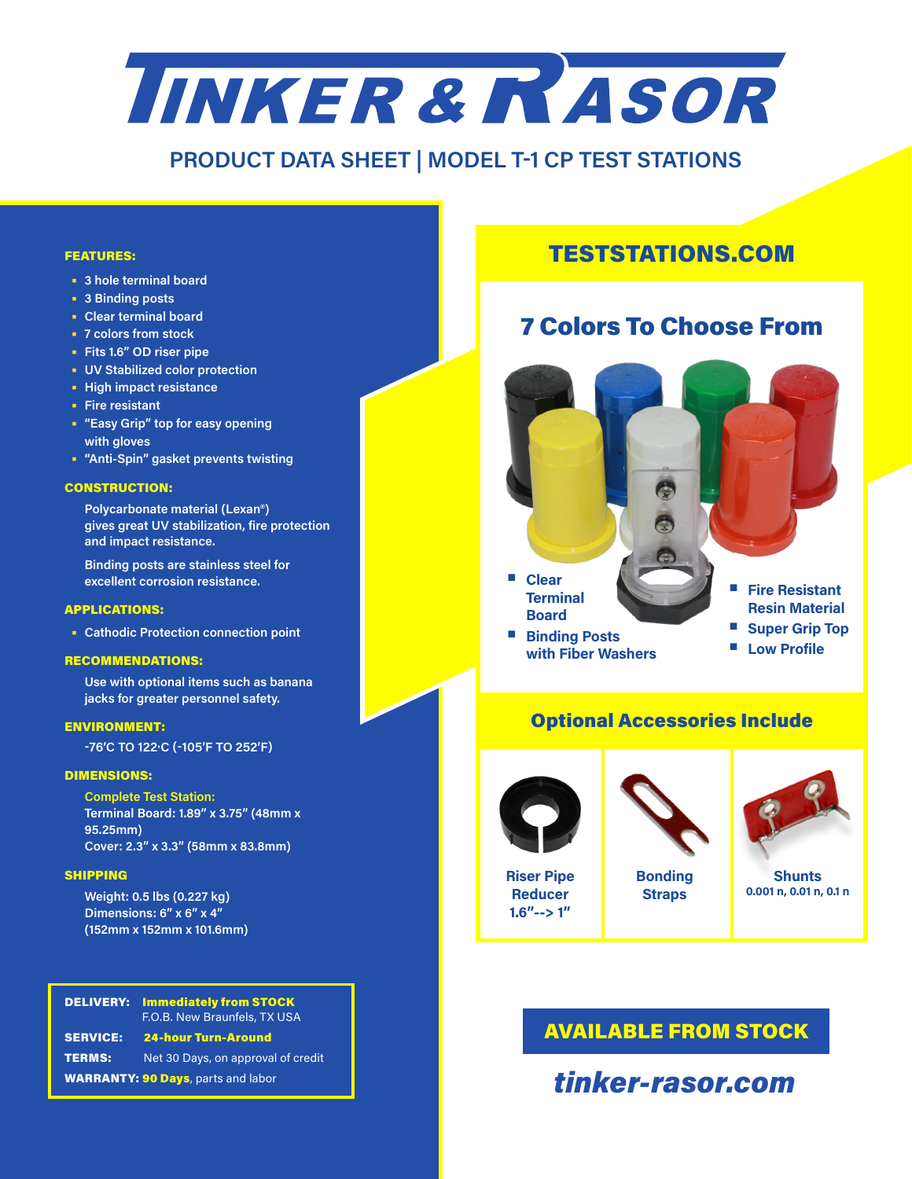# TINKER & RASOR

## PRODUCT DATA SHEET | MODEL T-1 CP TEST STATIONS

**FEATURES:**

- 3 hole terminal board
- 3 Binding posts
- Clear terminal board
- 7 colors from stock
- Fits 1.6" OD riser pipe
- UV Stabilized color protection
- High impact resistance
- Fire resistant
- "Easy Grip" top for easy opening with gloves
- "Anti-Spin" gasket prevents twisting

**CONSTRUCTION:**

Polycarbonate material (Lexan®) gives great UV stabilization, fire protection and impact resistance.

Binding posts are stainless steel for excellent corrosion resistance.

**APPLICATIONS:**

- Cathodic Protection connection point

**RECOMMENDATIONS:**

Use with optional items such as banana jacks for greater personnel safety.

**ENVIRONMENT:**

-76°C TO 122°C (-105°F TO 252°F)

**DIMENSIONS:**

Complete Test Station:
Terminal Board: 1.89" x 3.75" (48mm x 95.25mm)
Cover: 2.3" x 3.3" (58mm x 83.8mm)

**SHIPPING**

Weight: 0.5 lbs (0.227 kg)
Dimensions: 6" x 6" x 4"
(152mm x 152mm x 101.6mm)

**DELIVERY:** **Immediately from STOCK**
F.O.B. New Braunfels, TX USA
**SERVICE:** **24-hour Turn-Around**
**TERMS:** Net 30 Days, on approval of credit
**WARRANTY:** **90 Days**, parts and labor

## TESTSTATIONS.COM

### 7 Colors To Choose From

- Clear Terminal Board
- Binding Posts with Fiber Washers
- Fire Resistant Resin Material
- Super Grip Top
- Low Profile

### Optional Accessories Include

Riser Pipe Reducer 1.6"--> 1"

Bonding Straps

Shunts
0.001 Ω, 0.01 Ω, 0.1 Ω

**AVAILABLE FROM STOCK**

*tinker-rasor.com*